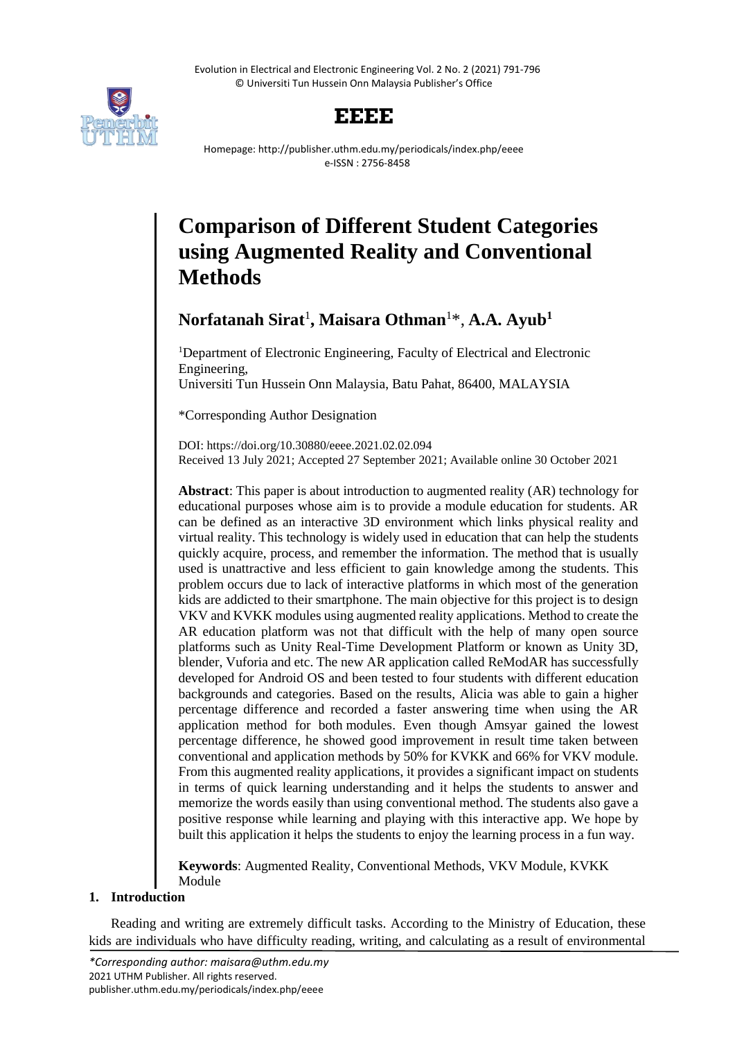# Comparison of Different Student Categories using Augmented Reality and Conventional Methods

**Norfatanah Sirat**[1], **Maisara Othman**[1]*, **A.A. Ayub**[1]

[1]Department of Electronic Engineering, Faculty of Electrical and Electronic Engineering,
Universiti Tun Hussein Onn Malaysia, Batu Pahat, 86400, MALAYSIA

*Corresponding Author Designation

DOI: https://doi.org/10.30880/eeee.2021.02.02.094
Received 13 July 2021; Accepted 27 September 2021; Available online 30 October 2021

**Abstract**: This paper is about introduction to augmented reality (AR) technology for educational purposes whose aim is to provide a module education for students. AR can be defined as an interactive 3D environment which links physical reality and virtual reality. This technology is widely used in education that can help the students quickly acquire, process, and remember the information. The method that is usually used is unattractive and less efficient to gain knowledge among the students. This problem occurs due to lack of interactive platforms in which most of the generation kids are addicted to their smartphone. The main objective for this project is to design VKV and KVKK modules using augmented reality applications. Method to create the AR education platform was not that difficult with the help of many open source platforms such as Unity Real-Time Development Platform or known as Unity 3D, blender, Vuforia and etc. The new AR application called ReModAR has successfully developed for Android OS and been tested to four students with different education backgrounds and categories. Based on the results, Alicia was able to gain a higher percentage difference and recorded a faster answering time when using the AR application method for both modules. Even though Amsyar gained the lowest percentage difference, he showed good improvement in result time taken between conventional and application methods by 50% for KVKK and 66% for VKV module. From this augmented reality applications, it provides a significant impact on students in terms of quick learning understanding and it helps the students to answer and memorize the words easily than using conventional method. The students also gave a positive response while learning and playing with this interactive app. We hope by built this application it helps the students to enjoy the learning process in a fun way.

**Keywords**: Augmented Reality, Conventional Methods, VKV Module, KVKK Module

## 1. Introduction

Reading and writing are extremely difficult tasks. According to the Ministry of Education, these kids are individuals who have difficulty reading, writing, and calculating as a result of environmental

*\*Corresponding author: maisara@uthm.edu.my*
2021 UTHM Publisher. All rights reserved.
publisher.uthm.edu.my/periodicals/index.php/eeee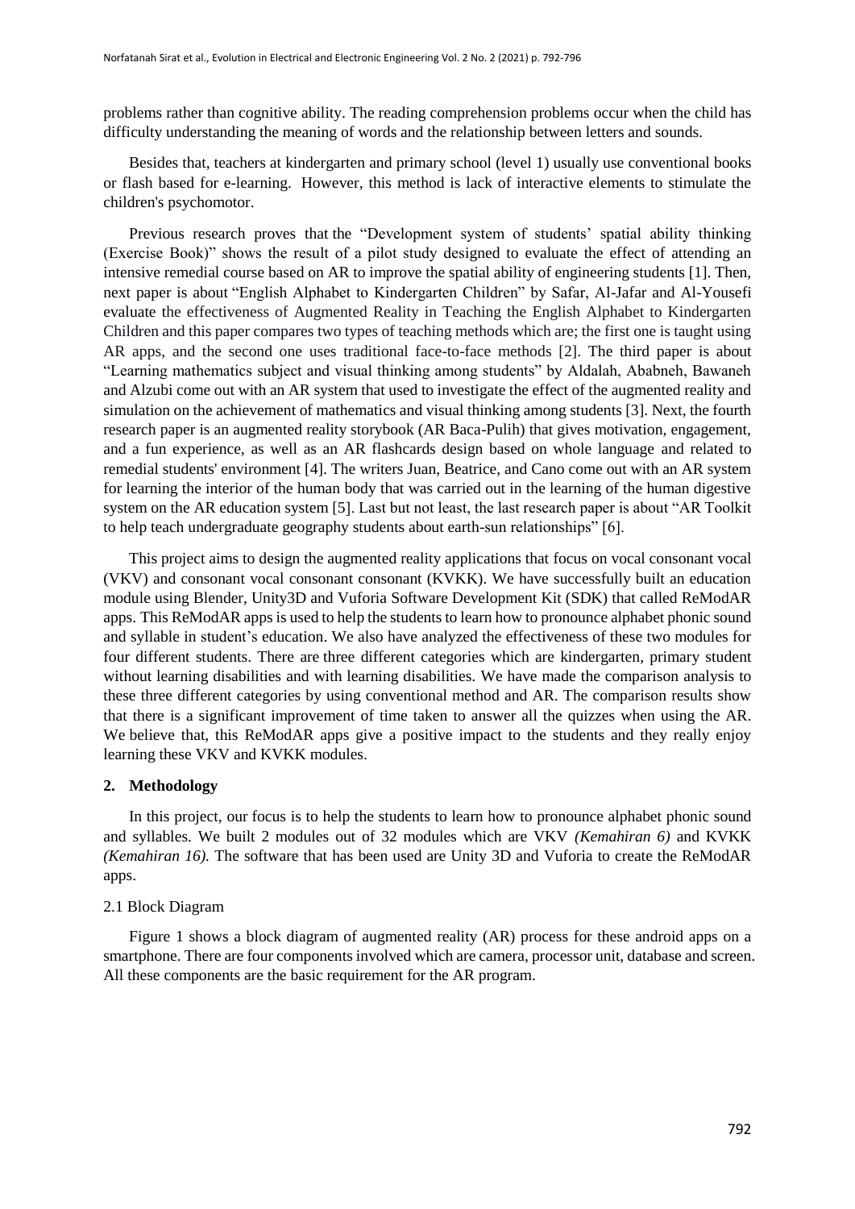problems rather than cognitive ability. The reading comprehension problems occur when the child has difficulty understanding the meaning of words and the relationship between letters and sounds.

Besides that, teachers at kindergarten and primary school (level 1) usually use conventional books or flash based for e-learning. However, this method is lack of interactive elements to stimulate the children's psychomotor.

Previous research proves that the "Development system of students' spatial ability thinking (Exercise Book)" shows the result of a pilot study designed to evaluate the effect of attending an intensive remedial course based on AR to improve the spatial ability of engineering students [1]. Then, next paper is about "English Alphabet to Kindergarten Children" by Safar, Al-Jafar and Al-Yousefi evaluate the effectiveness of Augmented Reality in Teaching the English Alphabet to Kindergarten Children and this paper compares two types of teaching methods which are; the first one is taught using AR apps, and the second one uses traditional face-to-face methods [2]. The third paper is about "Learning mathematics subject and visual thinking among students" by Aldalah, Ababneh, Bawaneh and Alzubi come out with an AR system that used to investigate the effect of the augmented reality and simulation on the achievement of mathematics and visual thinking among students [3]. Next, the fourth research paper is an augmented reality storybook (AR Baca-Pulih) that gives motivation, engagement, and a fun experience, as well as an AR flashcards design based on whole language and related to remedial students' environment [4]. The writers Juan, Beatrice, and Cano come out with an AR system for learning the interior of the human body that was carried out in the learning of the human digestive system on the AR education system [5]. Last but not least, the last research paper is about "AR Toolkit to help teach undergraduate geography students about earth-sun relationships" [6].

This project aims to design the augmented reality applications that focus on vocal consonant vocal (VKV) and consonant vocal consonant consonant (KVKK). We have successfully built an education module using Blender, Unity3D and Vuforia Software Development Kit (SDK) that called ReModAR apps. This ReModAR apps is used to help the students to learn how to pronounce alphabet phonic sound and syllable in student's education. We also have analyzed the effectiveness of these two modules for four different students. There are three different categories which are kindergarten, primary student without learning disabilities and with learning disabilities. We have made the comparison analysis to these three different categories by using conventional method and AR. The comparison results show that there is a significant improvement of time taken to answer all the quizzes when using the AR. We believe that, this ReModAR apps give a positive impact to the students and they really enjoy learning these VKV and KVKK modules.

## 2. Methodology

In this project, our focus is to help the students to learn how to pronounce alphabet phonic sound and syllables. We built 2 modules out of 32 modules which are VKV *(Kemahiran 6)* and KVKK *(Kemahiran 16).* The software that has been used are Unity 3D and Vuforia to create the ReModAR apps.

### 2.1 Block Diagram

Figure 1 shows a block diagram of augmented reality (AR) process for these android apps on a smartphone. There are four components involved which are camera, processor unit, database and screen. All these components are the basic requirement for the AR program.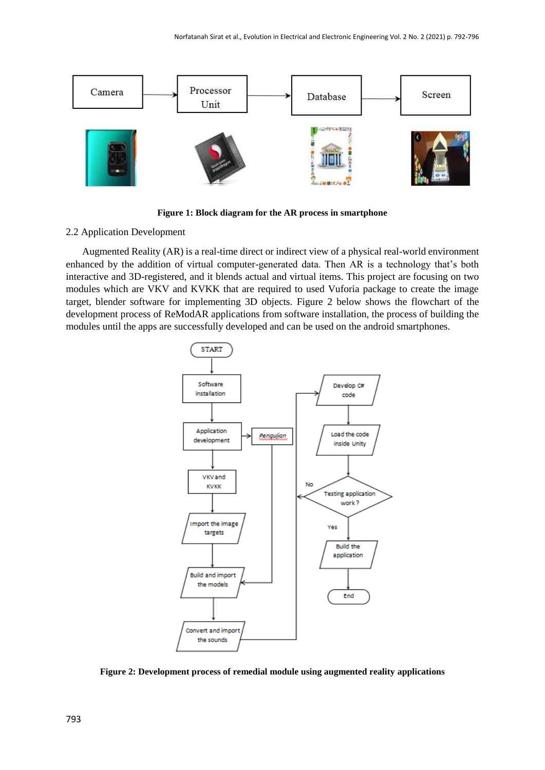**Figure 1: Block diagram for the AR process in smartphone**

2.2 Application Development

Augmented Reality (AR) is a real-time direct or indirect view of a physical real-world environment enhanced by the addition of virtual computer-generated data. Then AR is a technology that's both interactive and 3D-registered, and it blends actual and virtual items. This project are focusing on two modules which are VKV and KVKK that are required to used Vuforia package to create the image target, blender software for implementing 3D objects. Figure 2 below shows the flowchart of the development process of ReModAR applications from software installation, the process of building the modules until the apps are successfully developed and can be used on the android smartphones.

**Figure 2: Development process of remedial module using augmented reality applications**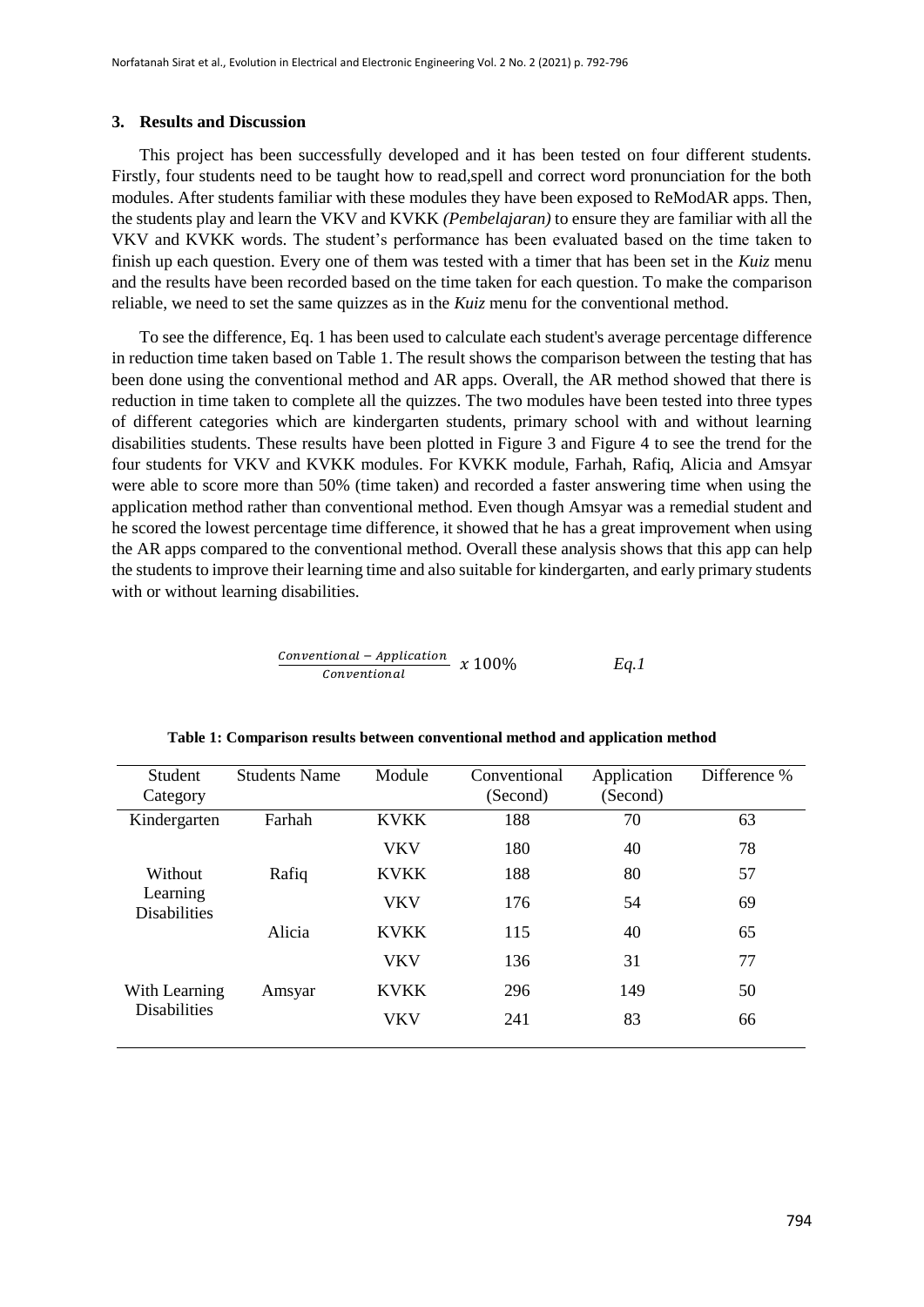### 3. Results and Discussion

This project has been successfully developed and it has been tested on four different students. Firstly, four students need to be taught how to read,spell and correct word pronunciation for the both modules. After students familiar with these modules they have been exposed to ReModAR apps. Then, the students play and learn the VKV and KVKK *(Pembelajaran)* to ensure they are familiar with all the VKV and KVKK words. The student's performance has been evaluated based on the time taken to finish up each question. Every one of them was tested with a timer that has been set in the *Kuiz* menu and the results have been recorded based on the time taken for each question. To make the comparison reliable, we need to set the same quizzes as in the *Kuiz* menu for the conventional method.

To see the difference, Eq. 1 has been used to calculate each student's average percentage difference in reduction time taken based on Table 1. The result shows the comparison between the testing that has been done using the conventional method and AR apps. Overall, the AR method showed that there is reduction in time taken to complete all the quizzes. The two modules have been tested into three types of different categories which are kindergarten students, primary school with and without learning disabilities students. These results have been plotted in Figure 3 and Figure 4 to see the trend for the four students for VKV and KVKK modules. For KVKK module, Farhah, Rafiq, Alicia and Amsyar were able to score more than 50% (time taken) and recorded a faster answering time when using the application method rather than conventional method. Even though Amsyar was a remedial student and he scored the lowest percentage time difference, it showed that he has a great improvement when using the AR apps compared to the conventional method. Overall these analysis shows that this app can help the students to improve their learning time and also suitable for kindergarten, and early primary students with or without learning disabilities.

$$\frac{Conventional - Application}{Conventional} \times 100\% \qquad \textit{Eq.1}$$

**Table 1: Comparison results between conventional method and application method**

| Student Category | Students Name | Module | Conventional (Second) | Application (Second) | Difference % |
|---|---|---|---|---|---|
| Kindergarten | Farhah | KVKK | 188 | 70 | 63 |
| | | VKV | 180 | 40 | 78 |
| Without Learning Disabilities | Rafiq | KVKK | 188 | 80 | 57 |
| | | VKV | 176 | 54 | 69 |
| | Alicia | KVKK | 115 | 40 | 65 |
| | | VKV | 136 | 31 | 77 |
| With Learning Disabilities | Amsyar | KVKK | 296 | 149 | 50 |
| | | VKV | 241 | 83 | 66 |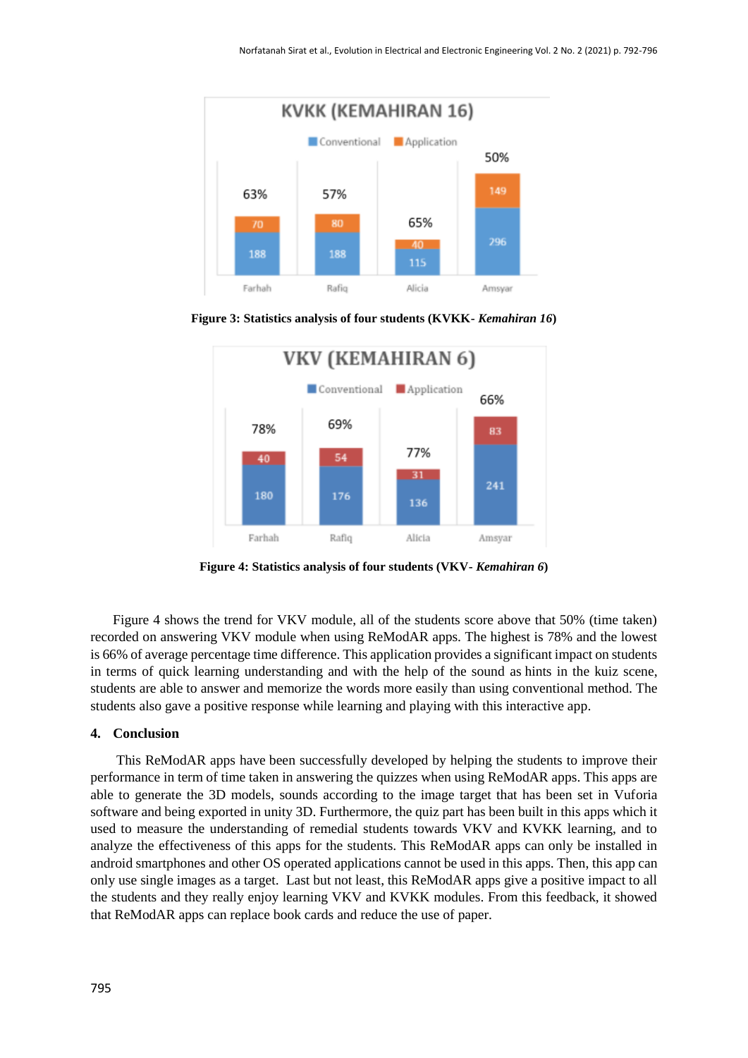**Figure 3: Statistics analysis of four students (KVKK- *Kemahiran 16*)**

**Figure 4: Statistics analysis of four students (VKV- *Kemahiran 6*)**

Figure 4 shows the trend for VKV module, all of the students score above that 50% (time taken) recorded on answering VKV module when using ReModAR apps. The highest is 78% and the lowest is 66% of average percentage time difference. This application provides a significant impact on students in terms of quick learning understanding and with the help of the sound as hints in the kuiz scene, students are able to answer and memorize the words more easily than using conventional method. The students also gave a positive response while learning and playing with this interactive app.

## 4. Conclusion

This ReModAR apps have been successfully developed by helping the students to improve their performance in term of time taken in answering the quizzes when using ReModAR apps. This apps are able to generate the 3D models, sounds according to the image target that has been set in Vuforia software and being exported in unity 3D. Furthermore, the quiz part has been built in this apps which it used to measure the understanding of remedial students towards VKV and KVKK learning, and to analyze the effectiveness of this apps for the students. This ReModAR apps can only be installed in android smartphones and other OS operated applications cannot be used in this apps. Then, this app can only use single images as a target. Last but not least, this ReModAR apps give a positive impact to all the students and they really enjoy learning VKV and KVKK modules. From this feedback, it showed that ReModAR apps can replace book cards and reduce the use of paper.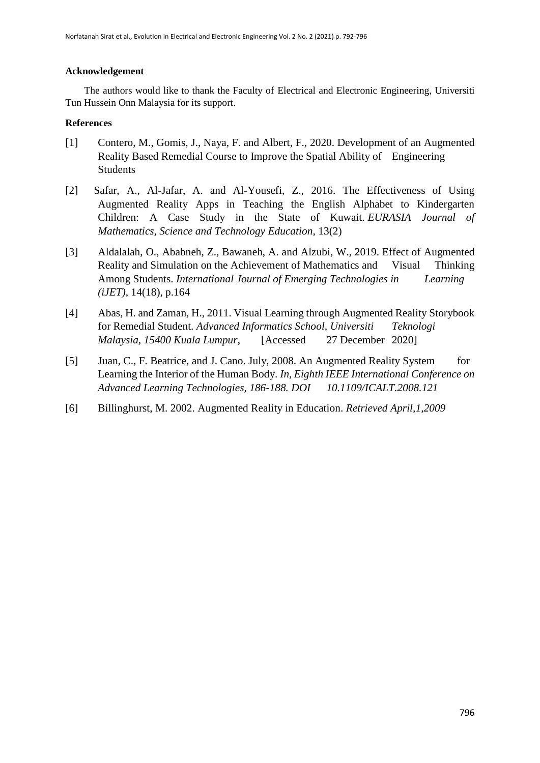**Acknowledgement**

The authors would like to thank the Faculty of Electrical and Electronic Engineering, Universiti Tun Hussein Onn Malaysia for its support.

**References**

[1] Contero, M., Gomis, J., Naya, F. and Albert, F., 2020. Development of an Augmented Reality Based Remedial Course to Improve the Spatial Ability of Engineering Students

[2] Safar, A., Al-Jafar, A. and Al-Yousefi, Z., 2016. The Effectiveness of Using Augmented Reality Apps in Teaching the English Alphabet to Kindergarten Children: A Case Study in the State of Kuwait. *EURASIA Journal of Mathematics, Science and Technology Education*, 13(2)

[3] Aldalalah, O., Ababneh, Z., Bawaneh, A. and Alzubi, W., 2019. Effect of Augmented Reality and Simulation on the Achievement of Mathematics and Visual Thinking Among Students. *International Journal of Emerging Technologies in Learning (iJET)*, 14(18), p.164

[4] Abas, H. and Zaman, H., 2011. Visual Learning through Augmented Reality Storybook for Remedial Student. *Advanced Informatics School, Universiti Teknologi Malaysia, 15400 Kuala Lumpur*, [Accessed 27 December 2020]

[5] Juan, C., F. Beatrice, and J. Cano. July, 2008. An Augmented Reality System for Learning the Interior of the Human Body. *In, Eighth IEEE International Conference on Advanced Learning Technologies, 186-188. DOI 10.1109/ICALT.2008.121*

[6] Billinghurst, M. 2002. Augmented Reality in Education. *Retrieved April,1,2009*